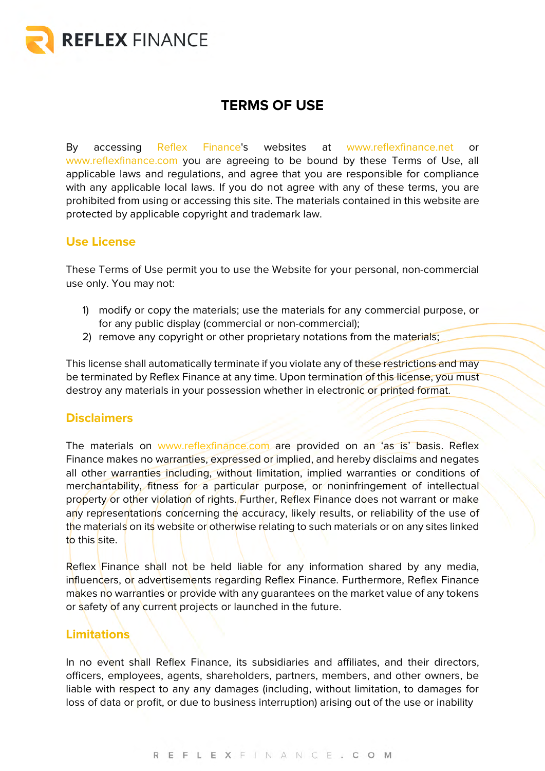# TERMS OF USE

By accessing Reflex Finance's websites at www.reflexfinance.net or www.reflexfinance.com you are agreeing to be bound by these Terms of Use, all applicable laws and regulations, and agree that you are responsible for compliance with any applicable local laws. If you do not agree with any of these terms, you are prohibited from using or accessing this site. The materials contained in this website are protected by applicable copyright and trademark law.

## Use License

These Terms of Use permit you to use the Website for your personal, non-commercial use only. You may not:

1) modify or copy the materials; use the materials for any commercial purpose, or for any public display (commercial or non-commercial);
2) remove any copyright or other proprietary notations from the materials;

This license shall automatically terminate if you violate any of these restrictions and may be terminated by Reflex Finance at any time. Upon termination of this license, you must destroy any materials in your possession whether in electronic or printed format.

## Disclaimers

The materials on www.reflexfinance.com are provided on an 'as is' basis. Reflex Finance makes no warranties, expressed or implied, and hereby disclaims and negates all other warranties including, without limitation, implied warranties or conditions of merchantability, fitness for a particular purpose, or noninfringement of intellectual property or other violation of rights. Further, Reflex Finance does not warrant or make any representations concerning the accuracy, likely results, or reliability of the use of the materials on its website or otherwise relating to such materials or on any sites linked to this site.

Reflex Finance shall not be held liable for any information shared by any media, influencers, or advertisements regarding Reflex Finance. Furthermore, Reflex Finance makes no warranties or provide with any guarantees on the market value of any tokens or safety of any current projects or launched in the future.

## Limitations

In no event shall Reflex Finance, its subsidiaries and affiliates, and their directors, officers, employees, agents, shareholders, partners, members, and other owners, be liable with respect to any any damages (including, without limitation, to damages for loss of data or profit, or due to business interruption) arising out of the use or inability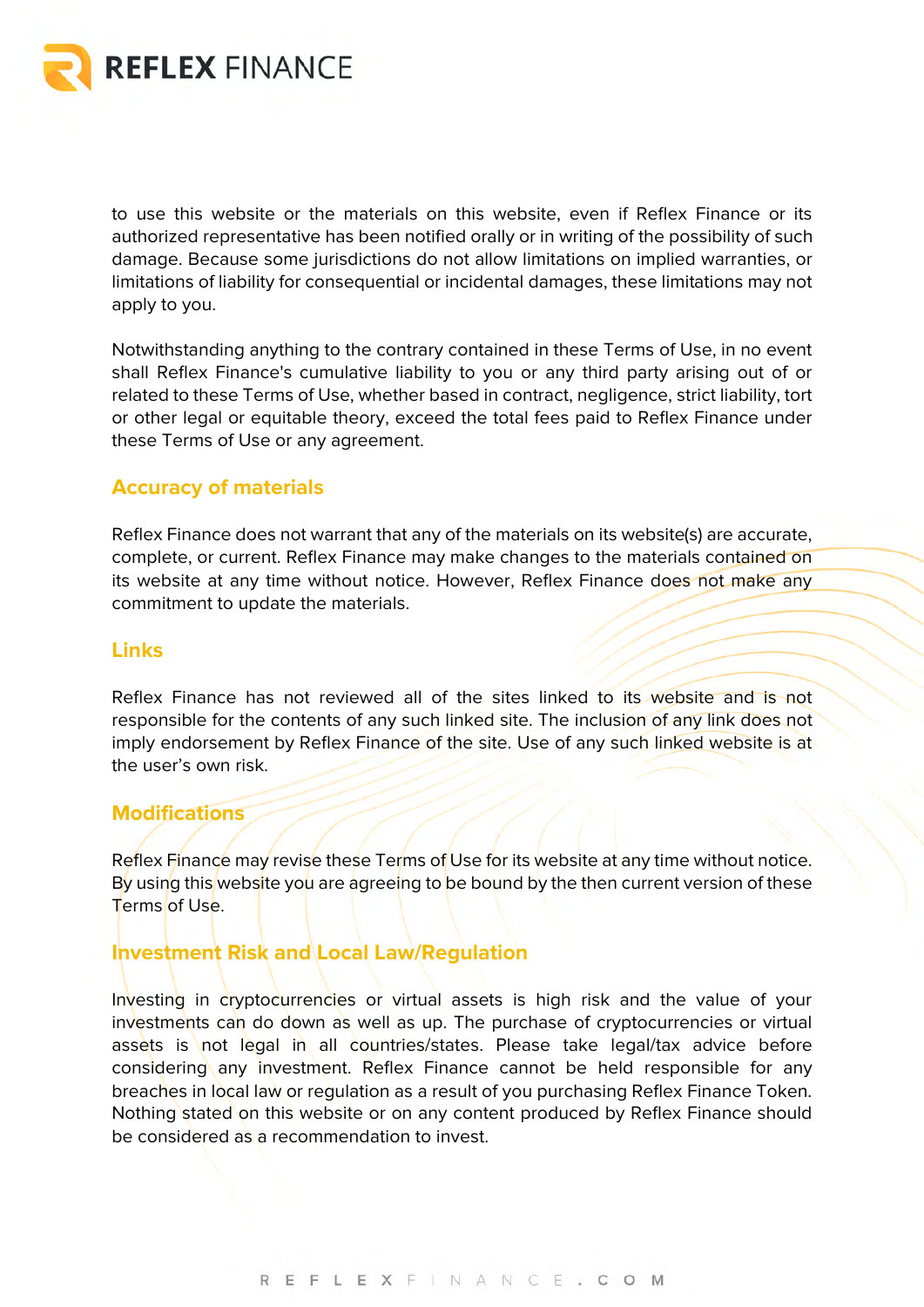to use this website or the materials on this website, even if Reflex Finance or its authorized representative has been notified orally or in writing of the possibility of such damage. Because some jurisdictions do not allow limitations on implied warranties, or limitations of liability for consequential or incidental damages, these limitations may not apply to you.

Notwithstanding anything to the contrary contained in these Terms of Use, in no event shall Reflex Finance's cumulative liability to you or any third party arising out of or related to these Terms of Use, whether based in contract, negligence, strict liability, tort or other legal or equitable theory, exceed the total fees paid to Reflex Finance under these Terms of Use or any agreement.

## Accuracy of materials

Reflex Finance does not warrant that any of the materials on its website(s) are accurate, complete, or current. Reflex Finance may make changes to the materials contained on its website at any time without notice. However, Reflex Finance does not make any commitment to update the materials.

## Links

Reflex Finance has not reviewed all of the sites linked to its website and is not responsible for the contents of any such linked site. The inclusion of any link does not imply endorsement by Reflex Finance of the site. Use of any such linked website is at the user's own risk.

## Modifications

Reflex Finance may revise these Terms of Use for its website at any time without notice. By using this website you are agreeing to be bound by the then current version of these Terms of Use.

## Investment Risk and Local Law/Regulation

Investing in cryptocurrencies or virtual assets is high risk and the value of your investments can do down as well as up. The purchase of cryptocurrencies or virtual assets is not legal in all countries/states. Please take legal/tax advice before considering any investment. Reflex Finance cannot be held responsible for any breaches in local law or regulation as a result of you purchasing Reflex Finance Token. Nothing stated on this website or on any content produced by Reflex Finance should be considered as a recommendation to invest.